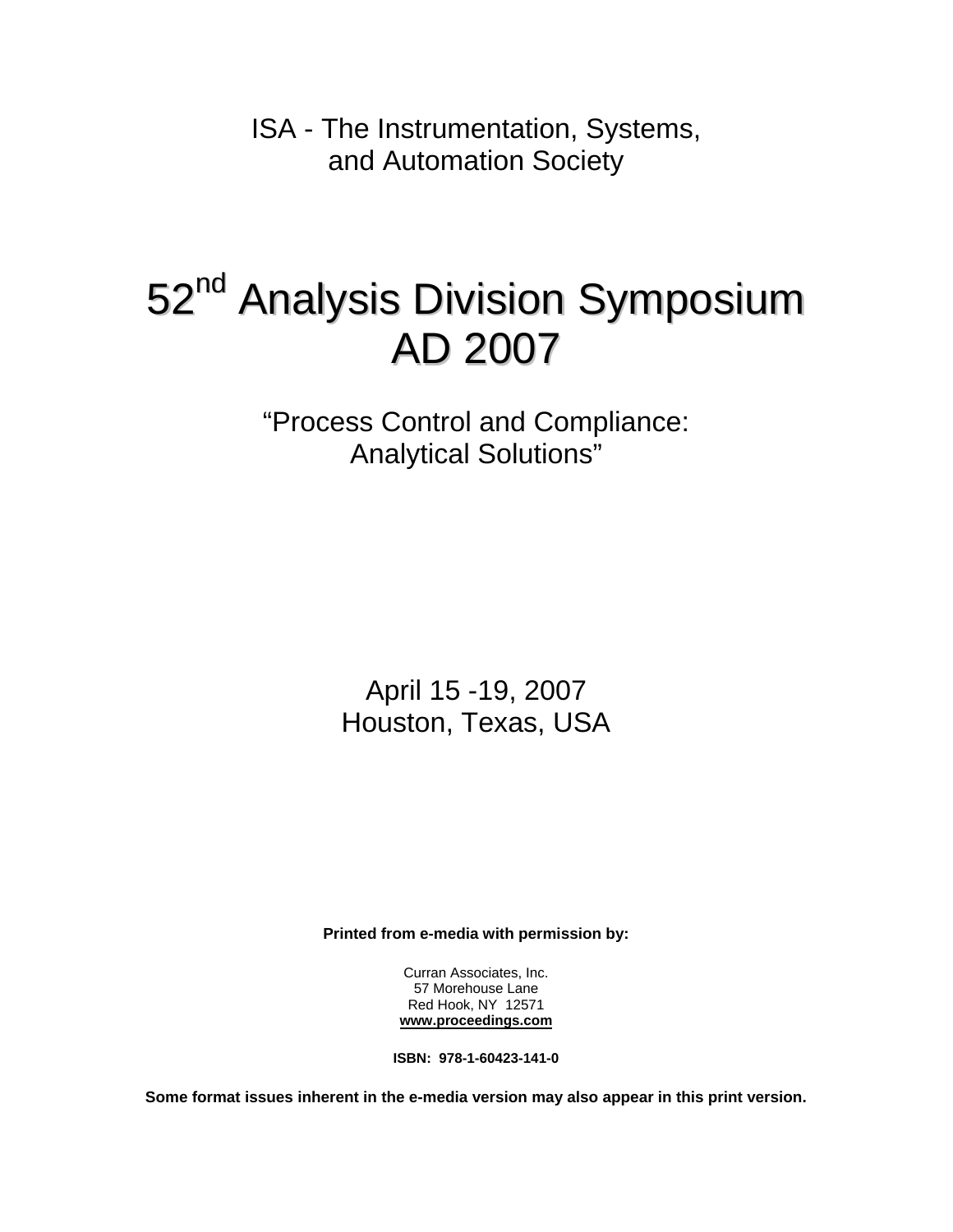ISA - The Instrumentation, Systems, and Automation Society

# 52nd Analysis Division Symposium AD 2007

## "Process Control and Compliance: Analytical Solutions"

April 15 -19, 2007

Houston, Texas, USA

**Printed from e-media with permission by:**

Curran Associates, Inc.
57 Morehouse Lane
Red Hook, NY 12571
**www.proceedings.com**

**ISBN: 978-1-60423-141-0**

**Some format issues inherent in the e-media version may also appear in this print version.**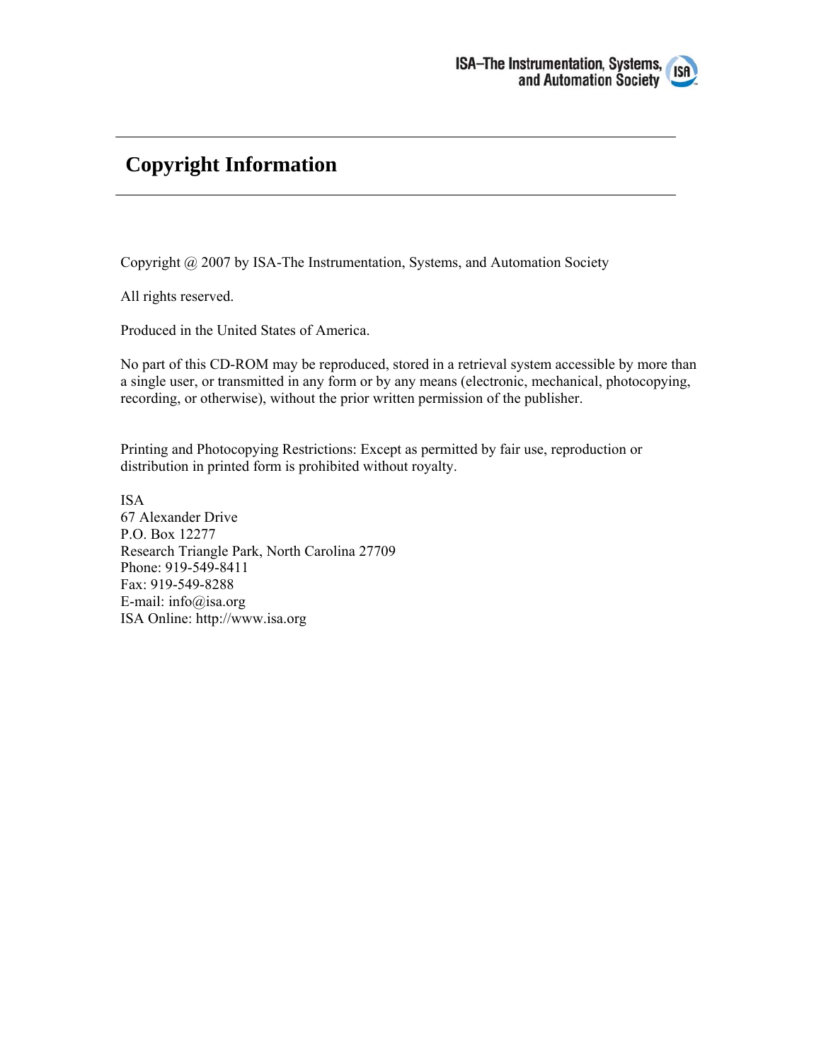# Copyright Information

Copyright @ 2007 by ISA-The Instrumentation, Systems, and Automation Society

All rights reserved.

Produced in the United States of America.

No part of this CD-ROM may be reproduced, stored in a retrieval system accessible by more than a single user, or transmitted in any form or by any means (electronic, mechanical, photocopying, recording, or otherwise), without the prior written permission of the publisher.

Printing and Photocopying Restrictions: Except as permitted by fair use, reproduction or distribution in printed form is prohibited without royalty.

ISA
67 Alexander Drive
P.O. Box 12277
Research Triangle Park, North Carolina 27709
Phone: 919-549-8411
Fax: 919-549-8288
E-mail: info@isa.org
ISA Online: http://www.isa.org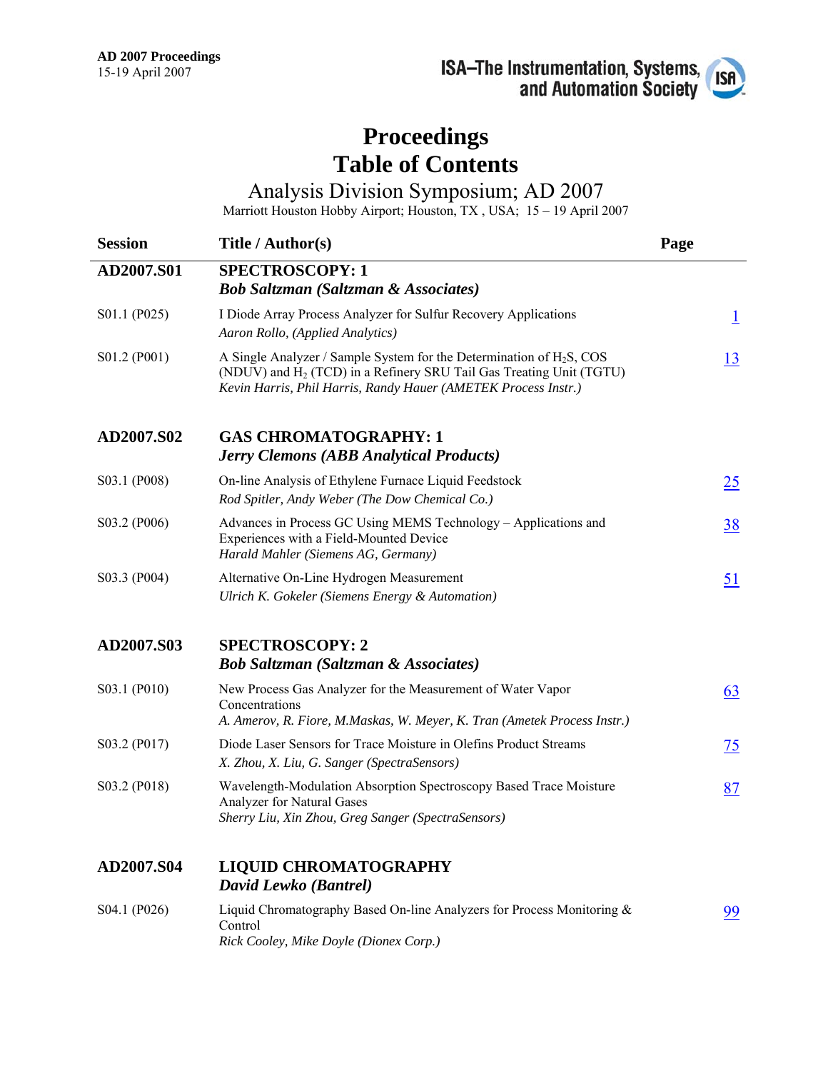# Proceedings
# Table of Contents

## Analysis Division Symposium; AD 2007

Marriott Houston Hobby Airport; Houston, TX , USA; 15 – 19 April 2007

| Session | Title / Author(s) | Page |
|---|---|---|
| **AD2007.S01** | **SPECTROSCOPY: 1**<br>***Bob Saltzman (Saltzman & Associates)*** | |
| S01.1 (P025) | I Diode Array Process Analyzer for Sulfur Recovery Applications<br>*Aaron Rollo, (Applied Analytics)* | 1 |
| S01.2 (P001) | A Single Analyzer / Sample System for the Determination of $H_2S$, COS (NDUV) and $H_2$ (TCD) in a Refinery SRU Tail Gas Treating Unit (TGTU)<br>*Kevin Harris, Phil Harris, Randy Hauer (AMETEK Process Instr.)* | 13 |
| **AD2007.S02** | **GAS CHROMATOGRAPHY: 1**<br>***Jerry Clemons (ABB Analytical Products)*** | |
| S03.1 (P008) | On-line Analysis of Ethylene Furnace Liquid Feedstock<br>*Rod Spitler, Andy Weber (The Dow Chemical Co.)* | 25 |
| S03.2 (P006) | Advances in Process GC Using MEMS Technology – Applications and Experiences with a Field-Mounted Device<br>*Harald Mahler (Siemens AG, Germany)* | 38 |
| S03.3 (P004) | Alternative On-Line Hydrogen Measurement<br>*Ulrich K. Gokeler (Siemens Energy & Automation)* | 51 |
| **AD2007.S03** | **SPECTROSCOPY: 2**<br>***Bob Saltzman (Saltzman & Associates)*** | |
| S03.1 (P010) | New Process Gas Analyzer for the Measurement of Water Vapor Concentrations<br>*A. Amerov, R. Fiore, M.Maskas, W. Meyer, K. Tran (Ametek Process Instr.)* | 63 |
| S03.2 (P017) | Diode Laser Sensors for Trace Moisture in Olefins Product Streams<br>*X. Zhou, X. Liu, G. Sanger (SpectraSensors)* | 75 |
| S03.2 (P018) | Wavelength-Modulation Absorption Spectroscopy Based Trace Moisture Analyzer for Natural Gases<br>*Sherry Liu, Xin Zhou, Greg Sanger (SpectraSensors)* | 87 |
| **AD2007.S04** | **LIQUID CHROMATOGRAPHY**<br>***David Lewko (Bantrel)*** | |
| S04.1 (P026) | Liquid Chromatography Based On-line Analyzers for Process Monitoring & Control<br>*Rick Cooley, Mike Doyle (Dionex Corp.)* | 99 |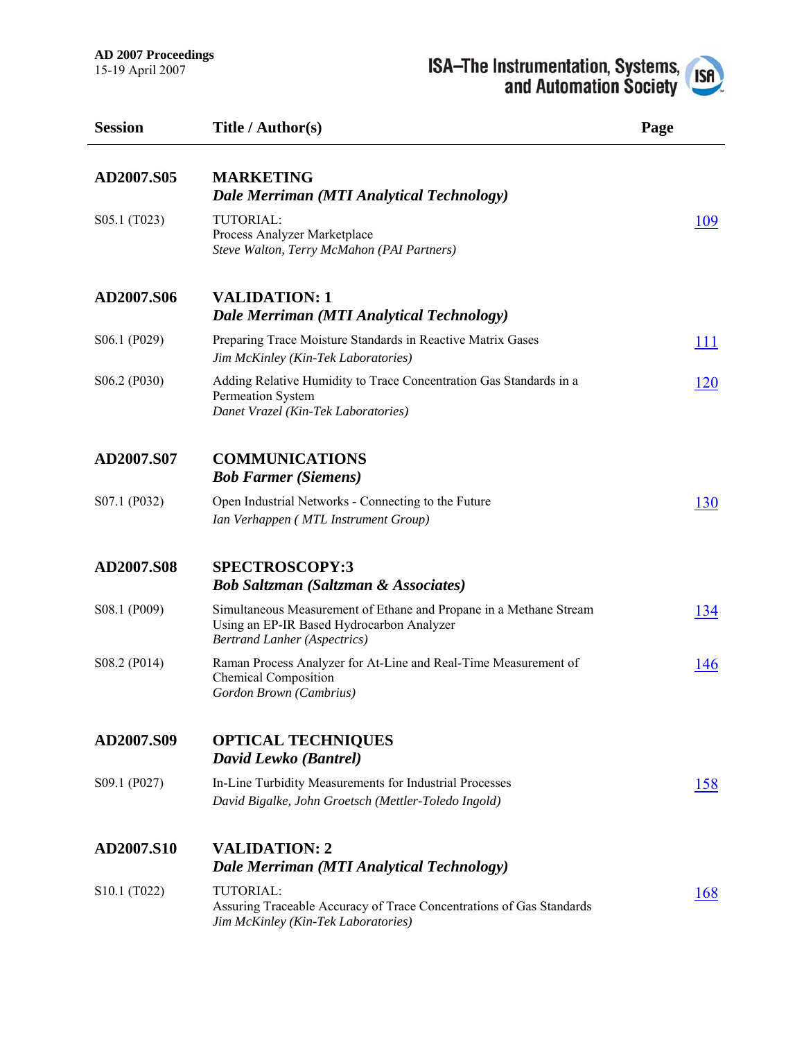| Session | Title / Author(s) | Page |
| --- | --- | --- |
| **AD2007.S05** | **MARKETING**<br>***Dale Merriman (MTI Analytical Technology)*** | |
| S05.1 (T023) | TUTORIAL:<br>Process Analyzer Marketplace<br>*Steve Walton, Terry McMahon (PAI Partners)* | 109 |
| **AD2007.S06** | **VALIDATION: 1**<br>***Dale Merriman (MTI Analytical Technology)*** | |
| S06.1 (P029) | Preparing Trace Moisture Standards in Reactive Matrix Gases<br>*Jim McKinley (Kin-Tek Laboratories)* | 111 |
| S06.2 (P030) | Adding Relative Humidity to Trace Concentration Gas Standards in a Permeation System<br>*Danet Vrazel (Kin-Tek Laboratories)* | 120 |
| **AD2007.S07** | **COMMUNICATIONS**<br>***Bob Farmer (Siemens)*** | |
| S07.1 (P032) | Open Industrial Networks - Connecting to the Future<br>*Ian Verhappen ( MTL Instrument Group)* | 130 |
| **AD2007.S08** | **SPECTROSCOPY:3**<br>***Bob Saltzman (Saltzman & Associates)*** | |
| S08.1 (P009) | Simultaneous Measurement of Ethane and Propane in a Methane Stream Using an EP-IR Based Hydrocarbon Analyzer<br>*Bertrand Lanher (Aspectrics)* | 134 |
| S08.2 (P014) | Raman Process Analyzer for At-Line and Real-Time Measurement of Chemical Composition<br>*Gordon Brown (Cambrius)* | 146 |
| **AD2007.S09** | **OPTICAL TECHNIQUES**<br>***David Lewko (Bantrel)*** | |
| S09.1 (P027) | In-Line Turbidity Measurements for Industrial Processes<br>*David Bigalke, John Groetsch (Mettler-Toledo Ingold)* | 158 |
| **AD2007.S10** | **VALIDATION: 2**<br>***Dale Merriman (MTI Analytical Technology)*** | |
| S10.1 (T022) | TUTORIAL:<br>Assuring Traceable Accuracy of Trace Concentrations of Gas Standards<br>*Jim McKinley (Kin-Tek Laboratories)* | 168 |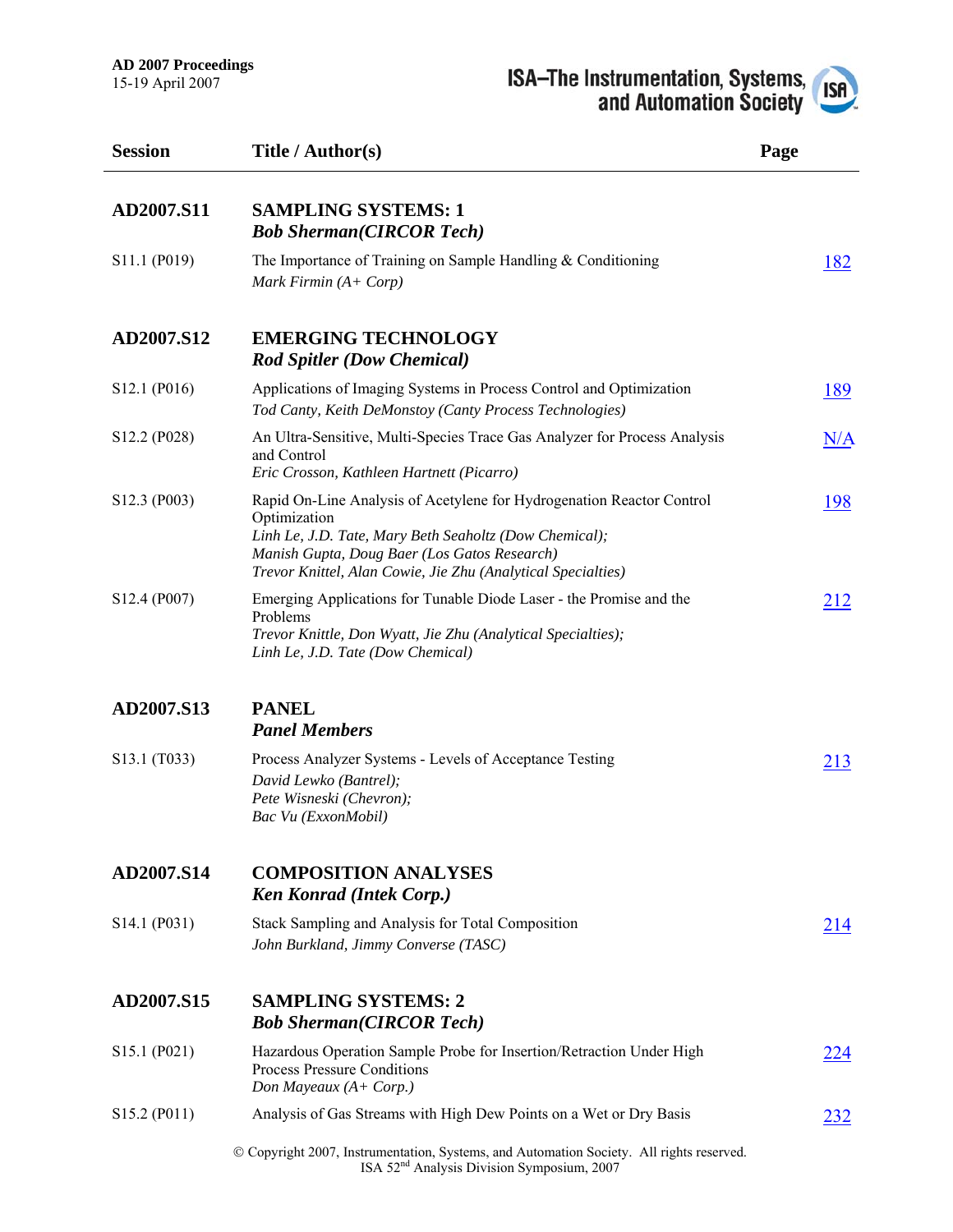| Session | Title / Author(s) | Page |
|---|---|---|
| **AD2007.S11** | **SAMPLING SYSTEMS: 1**<br>***Bob Sherman(CIRCOR Tech)*** | |
| S11.1 (P019) | The Importance of Training on Sample Handling & Conditioning<br>*Mark Firmin (A+ Corp)* | 182 |
| **AD2007.S12** | **EMERGING TECHNOLOGY**<br>***Rod Spitler (Dow Chemical)*** | |
| S12.1 (P016) | Applications of Imaging Systems in Process Control and Optimization<br>*Tod Canty, Keith DeMonstoy (Canty Process Technologies)* | 189 |
| S12.2 (P028) | An Ultra-Sensitive, Multi-Species Trace Gas Analyzer for Process Analysis and Control<br>*Eric Crosson, Kathleen Hartnett (Picarro)* | N/A |
| S12.3 (P003) | Rapid On-Line Analysis of Acetylene for Hydrogenation Reactor Control Optimization<br>*Linh Le, J.D. Tate, Mary Beth Seaholtz (Dow Chemical);*<br>*Manish Gupta, Doug Baer (Los Gatos Research)*<br>*Trevor Knittel, Alan Cowie, Jie Zhu (Analytical Specialties)* | 198 |
| S12.4 (P007) | Emerging Applications for Tunable Diode Laser - the Promise and the Problems<br>*Trevor Knittle, Don Wyatt, Jie Zhu (Analytical Specialties);*<br>*Linh Le, J.D. Tate (Dow Chemical)* | 212 |
| **AD2007.S13** | **PANEL**<br>***Panel Members*** | |
| S13.1 (T033) | Process Analyzer Systems - Levels of Acceptance Testing<br>*David Lewko (Bantrel);*<br>*Pete Wisneski (Chevron);*<br>*Bac Vu (ExxonMobil)* | 213 |
| **AD2007.S14** | **COMPOSITION ANALYSES**<br>***Ken Konrad (Intek Corp.)*** | |
| S14.1 (P031) | Stack Sampling and Analysis for Total Composition<br>*John Burkland, Jimmy Converse (TASC)* | 214 |
| **AD2007.S15** | **SAMPLING SYSTEMS: 2**<br>***Bob Sherman(CIRCOR Tech)*** | |
| S15.1 (P021) | Hazardous Operation Sample Probe for Insertion/Retraction Under High Process Pressure Conditions<br>*Don Mayeaux (A+ Corp.)* | 224 |
| S15.2 (P011) | Analysis of Gas Streams with High Dew Points on a Wet or Dry Basis | 232 |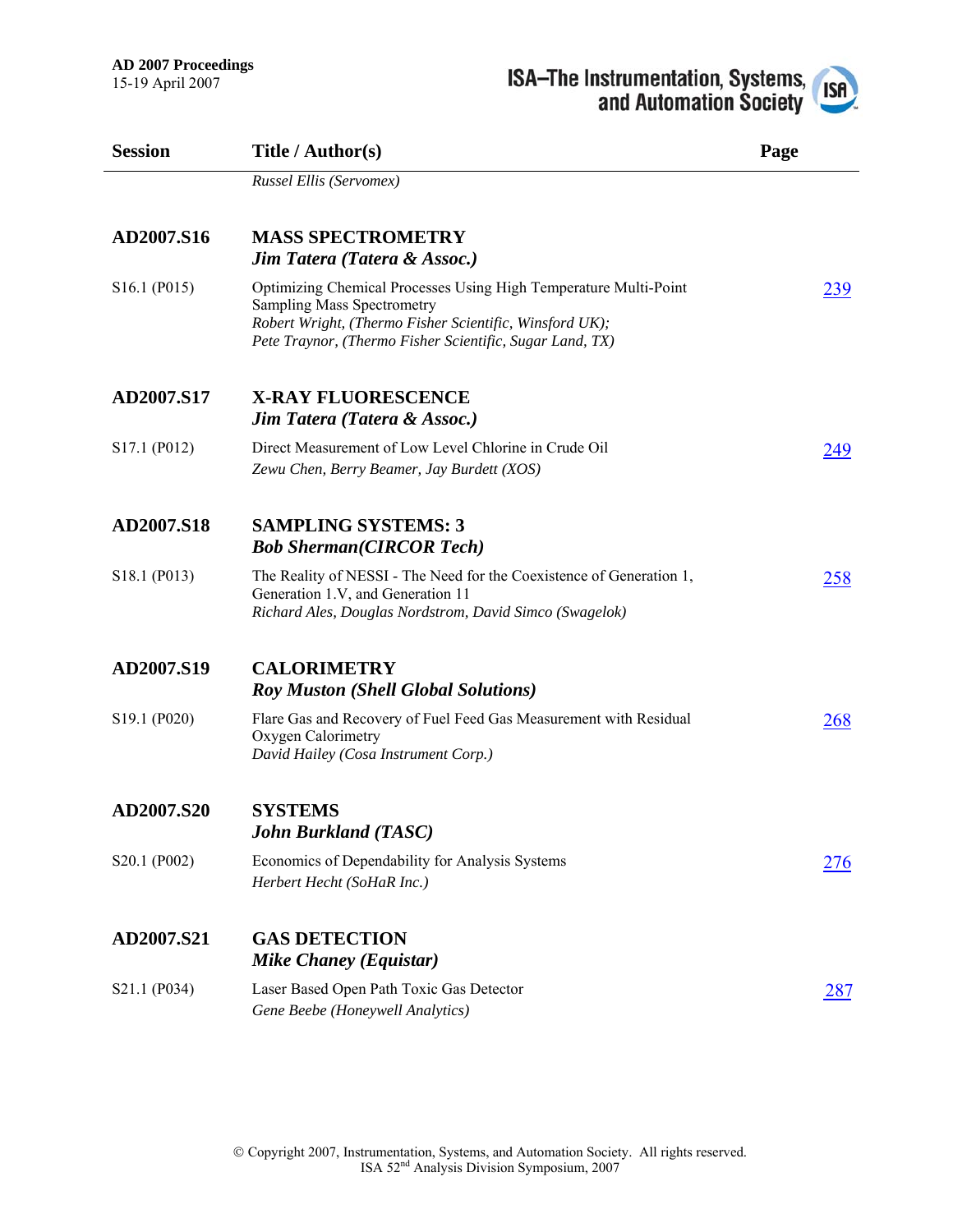| Session | Title / Author(s) | Page |
|---|---|---|
| | *Russel Ellis (Servomex)* | |
| **AD2007.S16** | **MASS SPECTROMETRY** ***Jim Tatera (Tatera & Assoc.)*** | |
| S16.1 (P015) | Optimizing Chemical Processes Using High Temperature Multi-Point Sampling Mass Spectrometry *Robert Wright, (Thermo Fisher Scientific, Winsford UK); Pete Traynor, (Thermo Fisher Scientific, Sugar Land, TX)* | 239 |
| **AD2007.S17** | **X-RAY FLUORESCENCE** ***Jim Tatera (Tatera & Assoc.)*** | |
| S17.1 (P012) | Direct Measurement of Low Level Chlorine in Crude Oil *Zewu Chen, Berry Beamer, Jay Burdett (XOS)* | 249 |
| **AD2007.S18** | **SAMPLING SYSTEMS: 3** ***Bob Sherman(CIRCOR Tech)*** | |
| S18.1 (P013) | The Reality of NESSI - The Need for the Coexistence of Generation 1, Generation 1.V, and Generation 11 *Richard Ales, Douglas Nordstrom, David Simco (Swagelok)* | 258 |
| **AD2007.S19** | **CALORIMETRY** ***Roy Muston (Shell Global Solutions)*** | |
| S19.1 (P020) | Flare Gas and Recovery of Fuel Feed Gas Measurement with Residual Oxygen Calorimetry *David Hailey (Cosa Instrument Corp.)* | 268 |
| **AD2007.S20** | **SYSTEMS** ***John Burkland (TASC)*** | |
| S20.1 (P002) | Economics of Dependability for Analysis Systems *Herbert Hecht (SoHaR Inc.)* | 276 |
| **AD2007.S21** | **GAS DETECTION** ***Mike Chaney (Equistar)*** | |
| S21.1 (P034) | Laser Based Open Path Toxic Gas Detector *Gene Beebe (Honeywell Analytics)* | 287 |